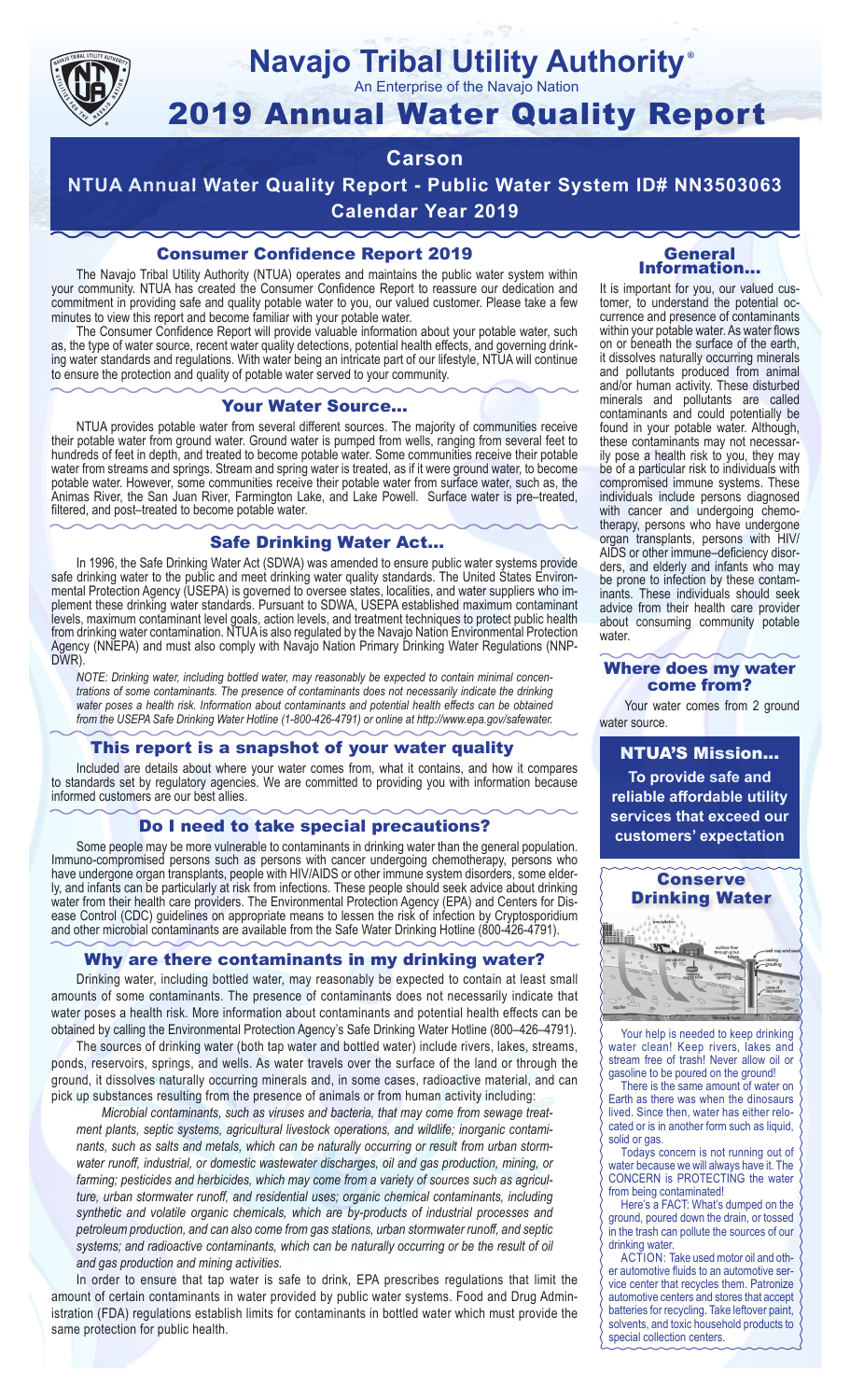# Navajo Tribal Utility Authority®

An Enterprise of the Navajo Nation

# 2019 Annual Water Quality Report

## Carson

## NTUA Annual Water Quality Report - Public Water System ID# NN3503063

## Calendar Year 2019

### Consumer Confidence Report 2019

The Navajo Tribal Utility Authority (NTUA) operates and maintains the public water system within your community. NTUA has created the Consumer Confidence Report to reassure our dedication and commitment in providing safe and quality potable water to you, our valued customer. Please take a few minutes to view this report and become familiar with your potable water.

The Consumer Confidence Report will provide valuable information about your potable water, such as, the type of water source, recent water quality detections, potential health effects, and governing drinking water standards and regulations. With water being an intricate part of our lifestyle, NTUA will continue to ensure the protection and quality of potable water served to your community.

### Your Water Source…

NTUA provides potable water from several different sources. The majority of communities receive their potable water from ground water. Ground water is pumped from wells, ranging from several feet to hundreds of feet in depth, and treated to become potable water. Some communities receive their potable water from streams and springs. Stream and spring water is treated, as if it were ground water, to become potable water. However, some communities receive their potable water from surface water, such as, the Animas River, the San Juan River, Farmington Lake, and Lake Powell. Surface water is pre–treated, filtered, and post–treated to become potable water.

### Safe Drinking Water Act…

In 1996, the Safe Drinking Water Act (SDWA) was amended to ensure public water systems provide safe drinking water to the public and meet drinking water quality standards. The United States Environmental Protection Agency (USEPA) is governed to oversee states, localities, and water suppliers who implement these drinking water standards. Pursuant to SDWA, USEPA established maximum contaminant levels, maximum contaminant level goals, action levels, and treatment techniques to protect public health from drinking water contamination. NTUA is also regulated by the Navajo Nation Environmental Protection Agency (NNEPA) and must also comply with Navajo Nation Primary Drinking Water Regulations (NNPDWR).

*NOTE: Drinking water, including bottled water, may reasonably be expected to contain minimal concentrations of some contaminants. The presence of contaminants does not necessarily indicate the drinking water poses a health risk. Information about contaminants and potential health effects can be obtained from the USEPA Safe Drinking Water Hotline (1-800-426-4791) or online at http://www.epa.gov/safewater.*

### This report is a snapshot of your water quality

Included are details about where your water comes from, what it contains, and how it compares to standards set by regulatory agencies. We are committed to providing you with information because informed customers are our best allies.

### Do I need to take special precautions?

Some people may be more vulnerable to contaminants in drinking water than the general population. Immuno-compromised persons such as persons with cancer undergoing chemotherapy, persons who have undergone organ transplants, people with HIV/AIDS or other immune system disorders, some elderly, and infants can be particularly at risk from infections. These people should seek advice about drinking water from their health care providers. The Environmental Protection Agency (EPA) and Centers for Disease Control (CDC) guidelines on appropriate means to lessen the risk of infection by Cryptosporidium and other microbial contaminants are available from the Safe Water Drinking Hotline (800-426-4791).

### Why are there contaminants in my drinking water?

Drinking water, including bottled water, may reasonably be expected to contain at least small amounts of some contaminants. The presence of contaminants does not necessarily indicate that water poses a health risk. More information about contaminants and potential health effects can be obtained by calling the Environmental Protection Agency's Safe Drinking Water Hotline (800–426–4791).

The sources of drinking water (both tap water and bottled water) include rivers, lakes, streams, ponds, reservoirs, springs, and wells. As water travels over the surface of the land or through the ground, it dissolves naturally occurring minerals and, in some cases, radioactive material, and can pick up substances resulting from the presence of animals or from human activity including:

*Microbial contaminants, such as viruses and bacteria, that may come from sewage treatment plants, septic systems, agricultural livestock operations, and wildlife; inorganic contaminants, such as salts and metals, which can be naturally occurring or result from urban stormwater runoff, industrial, or domestic wastewater discharges, oil and gas production, mining, or farming; pesticides and herbicides, which may come from a variety of sources such as agriculture, urban stormwater runoff, and residential uses; organic chemical contaminants, including synthetic and volatile organic chemicals, which are by-products of industrial processes and petroleum production, and can also come from gas stations, urban stormwater runoff, and septic systems; and radioactive contaminants, which can be naturally occurring or be the result of oil and gas production and mining activities.*

In order to ensure that tap water is safe to drink, EPA prescribes regulations that limit the amount of certain contaminants in water provided by public water systems. Food and Drug Administration (FDA) regulations establish limits for contaminants in bottled water which must provide the same protection for public health.

### General Information…

It is important for you, our valued customer, to understand the potential occurrence and presence of contaminants within your potable water. As water flows on or beneath the surface of the earth, it dissolves naturally occurring minerals and pollutants produced from animal and/or human activity. These disturbed minerals and pollutants are called contaminants and could potentially be found in your potable water. Although, these contaminants may not necessarily pose a health risk to you, they may be of a particular risk to individuals with compromised immune systems. These individuals include persons diagnosed with cancer and undergoing chemotherapy, persons who have undergone organ transplants, persons with HIV/AIDS or other immune–deficiency disorders, and elderly and infants who may be prone to infection by these contaminants. These individuals should seek advice from their health care provider about consuming community potable water.

### Where does my water come from?

Your water comes from 2 ground water source.

### NTUA'S Mission…

**To provide safe and reliable affordable utility services that exceed our customers' expectation**

### Conserve Drinking Water

Your help is needed to keep drinking water clean! Keep rivers, lakes and stream free of trash! Never allow oil or gasoline to be poured on the ground!

There is the same amount of water on Earth as there was when the dinosaurs lived. Since then, water has either relocated or is in another form such as liquid, solid or gas.

Todays concern is not running out of water because we will always have it. The CONCERN is PROTECTING the water from being contaminated!

Here's a FACT: What's dumped on the ground, poured down the drain, or tossed in the trash can pollute the sources of our drinking water.

ACTION: Take used motor oil and other automotive fluids to an automotive service center that recycles them. Patronize automotive centers and stores that accept batteries for recycling. Take leftover paint, solvents, and toxic household products to special collection centers.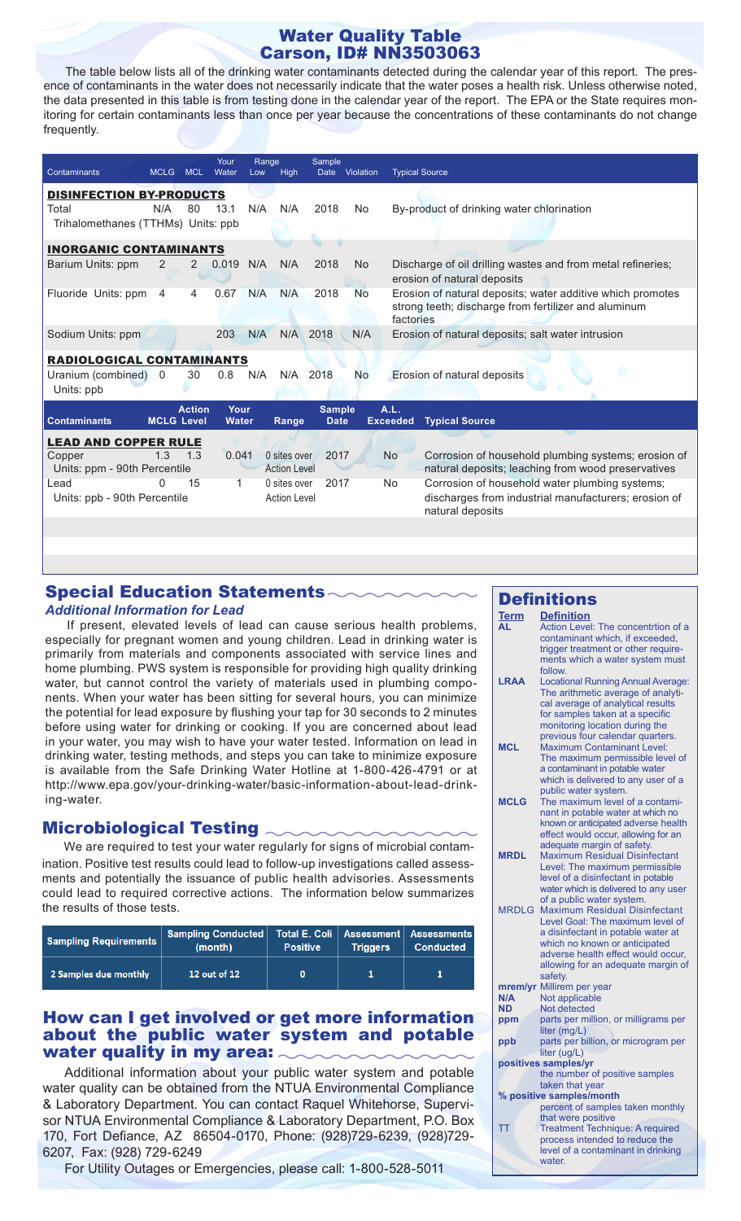# Water Quality Table
## Carson, ID# NN3503063

The table below lists all of the drinking water contaminants detected during the calendar year of this report. The presence of contaminants in the water does not necessarily indicate that the water poses a health risk. Unless otherwise noted, the data presented in this table is from testing done in the calendar year of the report. The EPA or the State requires monitoring for certain contaminants less than once per year because the concentrations of these contaminants do not change frequently.

| Contaminants | MCLG | MCL | Your Water | Range Low | Range High | Sample Date | Violation | Typical Source |
|---|---|---|---|---|---|---|---|---|
| **DISINFECTION BY-PRODUCTS** | | | | | | | | |
| Total Trihalomethanes (TTHMs) Units: ppb | N/A | 80 | 13.1 | N/A | N/A | 2018 | No | By-product of drinking water chlorination |
| **INORGANIC CONTAMINANTS** | | | | | | | | |
| Barium Units: ppm | 2 | 2 | 0.019 | N/A | N/A | 2018 | No | Discharge of oil drilling wastes and from metal refineries; erosion of natural deposits |
| Fluoride Units: ppm | 4 | 4 | 0.67 | N/A | N/A | 2018 | No | Erosion of natural deposits; water additive which promotes strong teeth; discharge from fertilizer and aluminum factories |
| Sodium Units: ppm | | | 203 | N/A | N/A | 2018 | N/A | Erosion of natural deposits; salt water intrusion |
| **RADIOLOGICAL CONTAMINANTS** | | | | | | | | |
| Uranium (combined) Units: ppb | 0 | 30 | 0.8 | N/A | N/A | 2018 | No | Erosion of natural deposits |

| Contaminants | MCLG | Action Level | Your Water | Range | Sample Date | A.L. Exceeded | Typical Source |
|---|---|---|---|---|---|---|---|
| **LEAD AND COPPER RULE** | | | | | | | |
| Copper Units: ppm - 90th Percentile | 1.3 | 1.3 | 0.041 | 0 sites over Action Level | 2017 | No | Corrosion of household plumbing systems; erosion of natural deposits; leaching from wood preservatives |
| Lead Units: ppb - 90th Percentile | 0 | 15 | 1 | 0 sites over Action Level | 2017 | No | Corrosion of household water plumbing systems; discharges from industrial manufacturers; erosion of natural deposits |

## Special Education Statements

### *Additional Information for Lead*

If present, elevated levels of lead can cause serious health problems, especially for pregnant women and young children. Lead in drinking water is primarily from materials and components associated with service lines and home plumbing. PWS system is responsible for providing high quality drinking water, but cannot control the variety of materials used in plumbing components. When your water has been sitting for several hours, you can minimize the potential for lead exposure by flushing your tap for 30 seconds to 2 minutes before using water for drinking or cooking. If you are concerned about lead in your water, you may wish to have your water tested. Information on lead in drinking water, testing methods, and steps you can take to minimize exposure is available from the Safe Drinking Water Hotline at 1-800-426-4791 or at http://www.epa.gov/your-drinking-water/basic-information-about-lead-drinking-water.

## Microbiological Testing

We are required to test your water regularly for signs of microbial contamination. Positive test results could lead to follow-up investigations called assessments and potentially the issuance of public health advisories. Assessments could lead to required corrective actions. The information below summarizes the results of those tests.

| Sampling Requirements | Sampling Conducted (month) | Total E. Coli Positive | Assessment Triggers | Assessments Conducted |
|---|---|---|---|---|
| 2 Samples due monthly | 12 out of 12 | 0 | 1 | 1 |

## How can I get involved or get more information about the public water system and potable water quality in my area:

Additional information about your public water system and potable water quality can be obtained from the NTUA Environmental Compliance & Laboratory Department. You can contact Raquel Whitehorse, Supervisor NTUA Environmental Compliance & Laboratory Department, P.O. Box 170, Fort Defiance, AZ 86504-0170, Phone: (928)729-6239, (928)729-6207, Fax: (928) 729-6249

For Utility Outages or Emergencies, please call: 1-800-528-5011

## Definitions

| Term | Definition |
|---|---|
| **AL** | Action Level: The concentrtion of a contaminant which, if exceeded, trigger treatment or other requirements which a water system must follow. |
| **LRAA** | Locational Running Annual Average: The arithmetic average of analytical results for samples taken at a specific monitoring location during the previous four calendar quarters. |
| **MCL** | Maximum Contaminant Level: The maximum permissible level of a contaminant in potable water which is delivered to any user of a public water system. |
| **MCLG** | The maximum level of a contaminant in potable water at which no known or anticipated adverse health effect would occur, allowing for an adequate margin of safety. |
| **MRDL** | Maximum Residual Disinfectant Level: The maximum permissible level of a disinfectant in potable water which is delivered to any user of a public water system. |
| **MRDLG** | Maximum Residual Disinfectant Level Goal: The maximum level of a disinfectant in potable water at which no known or anticipated adverse health effect would occur, allowing for an adequate margin of safety. |
| **mrem/yr** | Millirem per year |
| **N/A** | Not applicable |
| **ND** | Not detected |
| **ppm** | parts per million, or milligrams per liter (mg/L) |
| **ppb** | parts per billion, or microgram per liter (ug/L) |
| **positives samples/yr** | the number of positive samples taken that year |
| **% positive samples/month** | percent of samples taken monthly that were positive |
| **TT** | Treatment Technique: A required process intended to reduce the level of a contaminant in drinking water. |